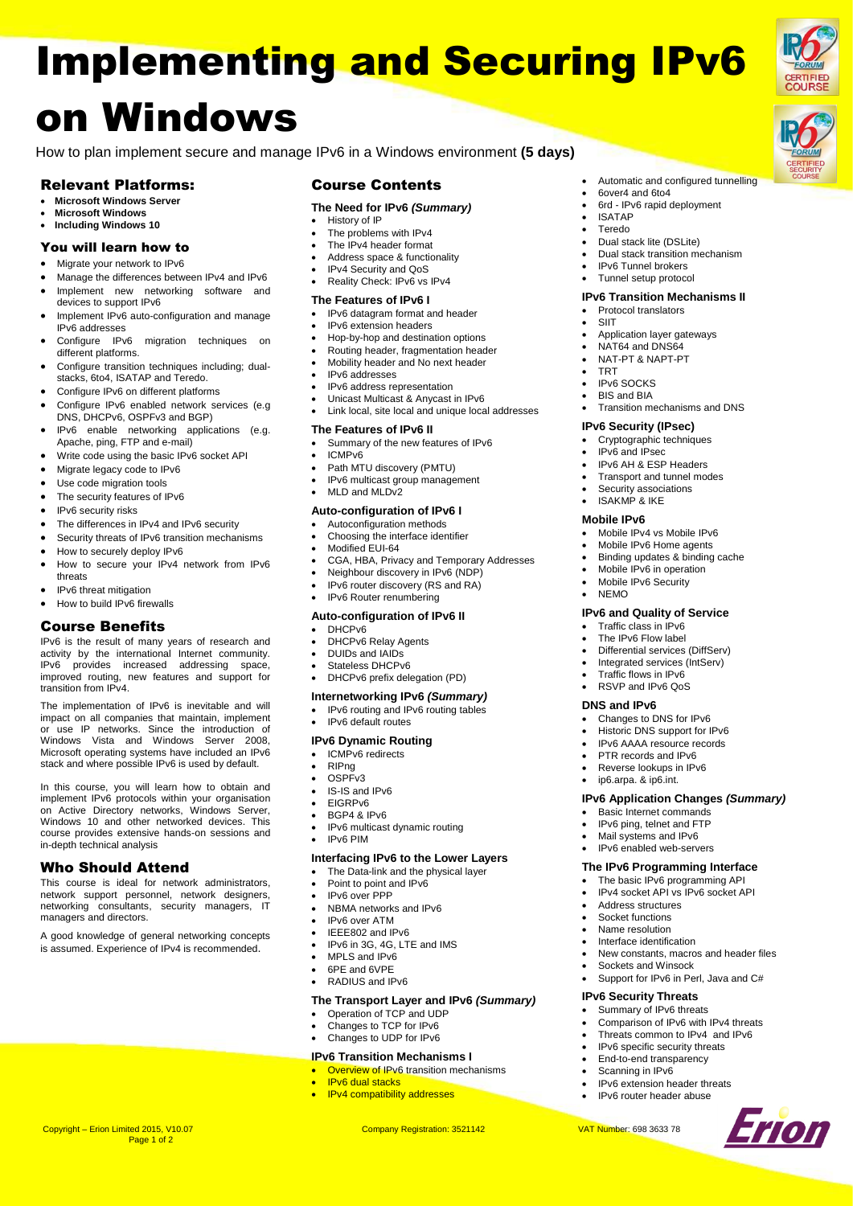# Implementing and Securing IPv6 on Windows

How to plan implement secure and manage IPv6 in a Windows environment **(5 days)**

## Relevant Platforms:

- **Microsoft Windows Server**
- **Microsoft Windows**
- **Including Windows 10**

## You will learn how to

- Migrate your network to IPv6
- Manage the differences between IPv4 and IPv6
- Implement new networking software and devices to support IPv6
- Implement IPv6 auto-configuration and manage IPv6 addresses
- Configure IPv6 migration techniques on different platforms.
- Configure transition techniques including; dual-stacks, 6to4, ISATAP and Teredo.
- Configure IPv6 on different platforms
- Configure IPv6 enabled network services (e.g DNS, DHCPv6, OSPFv3 and BGP)
- IPv6 enable networking applications (e.g. Apache, ping, FTP and e-mail)
- Write code using the basic IPv6 socket API
- Migrate legacy code to IPv6
- Use code migration tools
- The security features of IPv6
- IPv6 security risks
- The differences in IPv4 and IPv6 security
- Security threats of IPv6 transition mechanisms
- How to securely deploy IPv6
- How to secure your IPv4 network from IPv6 threats
- IPv6 threat mitigation
- How to build IPv6 firewalls

## Course Benefits

IPv6 is the result of many years of research and activity by the international Internet community. IPv6 provides increased addressing space, improved routing, new features and support for transition from IPv4.

The implementation of IPv6 is inevitable and will impact on all companies that maintain, implement or use IP networks. Since the introduction of Windows Vista and Windows Server 2008, Microsoft operating systems have included an IPv6 stack and where possible IPv6 is used by default.

In this course, you will learn how to obtain and implement IPv6 protocols within your organisation on Active Directory networks, Windows Server, Windows 10 and other networked devices. This course provides extensive hands-on sessions and in-depth technical analysis

## Who Should Attend

This course is ideal for network administrators, network support personnel, network designers, networking consultants, security managers, IT managers and directors.

A good knowledge of general networking concepts is assumed. Experience of IPv4 is recommended.

## Course Contents

### The Need for IPv6 *(Summary)*

- History of IP
- The problems with IPv4
- The IPv4 header format
- Address space & functionality
- IPv4 Security and QoS
- Reality Check: IPv6 vs IPv4

### The Features of IPv6 I

- IPv6 datagram format and header
- IPv6 extension headers
- Hop-by-hop and destination options
- Routing header, fragmentation header
- Mobility header and No next header
- IPv6 addresses
- IPv6 address representation
- Unicast Multicast & Anycast in IPv6
- Link local, site local and unique local addresses

### The Features of IPv6 II

- Summary of the new features of IPv6
- ICMPv6
- Path MTU discovery (PMTU)
- IPv6 multicast group management
- MLD and MLDv2

### Auto-configuration of IPv6 I

- Autoconfiguration methods
- Choosing the interface identifier
- Modified EUI-64
- CGA, HBA, Privacy and Temporary Addresses
- Neighbour discovery in IPv6 (NDP)
- IPv6 router discovery (RS and RA)
- IPv6 Router renumbering

### Auto-configuration of IPv6 II

- DHCPv6
- DHCPv6 Relay Agents
- DUIDs and IAIDs
- Stateless DHCPv6
- DHCPv6 prefix delegation (PD)

### Internetworking IPv6 *(Summary)*

- IPv6 routing and IPv6 routing tables
- IPv6 default routes

### IPv6 Dynamic Routing

- ICMPv6 redirects
- RIPng
- OSPFv3
- IS-IS and IPv6
- EIGRPv6
- BGP4 & IPv6
- IPv6 multicast dynamic routing
- IPv6 PIM

### Interfacing IPv6 to the Lower Layers

- The Data-link and the physical layer
- Point to point and IPv6
- IPv6 over PPP
- NBMA networks and IPv6
- IPv6 over ATM
- IEEE802 and IPv6
- IPv6 in 3G, 4G, LTE and IMS
- MPLS and IPv6
- 6PE and 6VPE
- RADIUS and IPv6

### The Transport Layer and IPv6 *(Summary)*

- Operation of TCP and UDP
- Changes to TCP for IPv6
- Changes to UDP for IPv6

### IPv6 Transition Mechanisms I

- Overview of IPv6 transition mechanisms
- IPv6 dual stacks
- IPv4 compatibility addresses
- Automatic and configured tunnelling
- 6over4 and 6to4
- 6rd - IPv6 rapid deployment
- ISATAP
- Teredo
- Dual stack lite (DSLite)
- Dual stack transition mechanism
- IPv6 Tunnel brokers
- Tunnel setup protocol

### IPv6 Transition Mechanisms II

- Protocol translators
- SIIT
- Application layer gateways
- NAT64 and DNS64
- NAT-PT & NAPT-PT
- TRT
- IPv6 SOCKS
- BIS and BIA
- Transition mechanisms and DNS

### IPv6 Security (IPsec)

- Cryptographic techniques
- IPv6 and IPsec
- IPv6 AH & ESP Headers
- Transport and tunnel modes
- Security associations
- ISAKMP & IKE

### Mobile IPv6

- Mobile IPv4 vs Mobile IPv6
- Mobile IPv6 Home agents
- Binding updates & binding cache
- Mobile IPv6 in operation
- Mobile IPv6 Security
- NEMO

### IPv6 and Quality of Service

- Traffic class in IPv6
- The IPv6 Flow label
- Differential services (DiffServ)
- Integrated services (IntServ)
- Traffic flows in IPv6
- RSVP and IPv6 QoS

### DNS and IPv6

- Changes to DNS for IPv6
- Historic DNS support for IPv6
- IPv6 AAAA resource records
- PTR records and IPv6
- Reverse lookups in IPv6
- ip6.arpa. & ip6.int.

### IPv6 Application Changes *(Summary)*

- Basic Internet commands
- IPv6 ping, telnet and FTP
- Mail systems and IPv6
- IPv6 enabled web-servers

### The IPv6 Programming Interface

- The basic IPv6 programming API
- IPv4 socket API vs IPv6 socket API
- Address structures
- Socket functions
- Name resolution
- Interface identification
- New constants, macros and header files
- Sockets and Winsock
- Support for IPv6 in Perl, Java and C#

### IPv6 Security Threats

- Summary of IPv6 threats
- Comparison of IPv6 with IPv4 threats
- Threats common to IPv4 and IPv6
- IPv6 specific security threats
- End-to-end transparency
- Scanning in IPv6
- IPv6 extension header threats
- IPv6 router header abuse

Copyright – Erion Limited 2015, V10.07 Company Registration: 3521142 VAT Number: 698 3633 78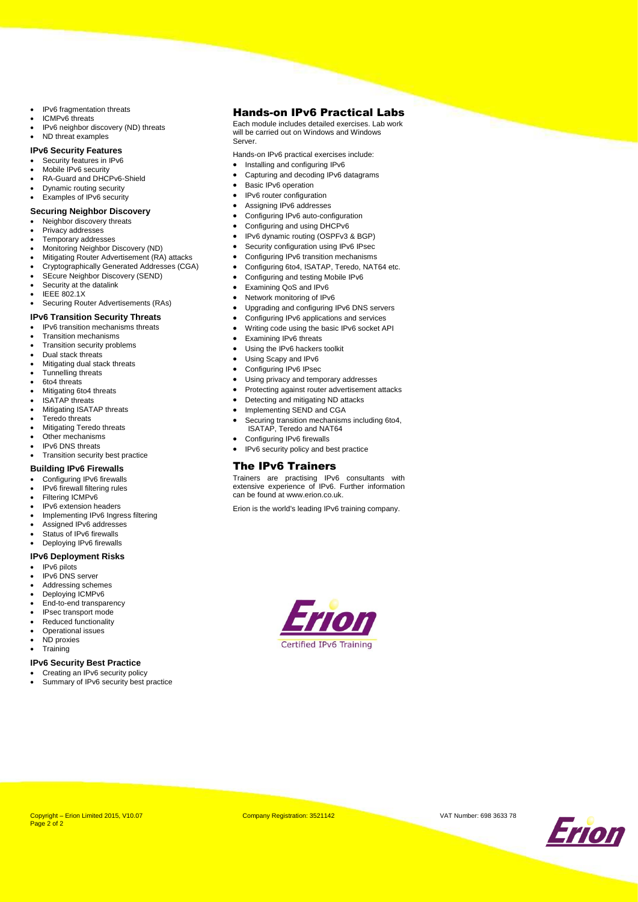- IPv6 fragmentation threats
- ICMPv6 threats
- IPv6 neighbor discovery (ND) threats
- ND threat examples

### IPv6 Security Features

- Security features in IPv6
- Mobile IPv6 security
- RA-Guard and DHCPv6-Shield
- Dynamic routing security
- Examples of IPv6 security

### Securing Neighbor Discovery

- Neighbor discovery threats
- Privacy addresses
- Temporary addresses
- Monitoring Neighbor Discovery (ND)
- Mitigating Router Advertisement (RA) attacks
- Cryptographically Generated Addresses (CGA)
- SEcure Neighbor Discovery (SEND)
- Security at the datalink
- IEEE 802.1X
- Securing Router Advertisements (RAs)

### IPv6 Transition Security Threats

- IPv6 transition mechanisms threats
- Transition mechanisms
- Transition security problems
- Dual stack threats
- Mitigating dual stack threats
- Tunnelling threats
- 6to4 threats
- Mitigating 6to4 threats
- ISATAP threats
- Mitigating ISATAP threats
- Teredo threats
- Mitigating Teredo threats
- Other mechanisms
- IPv6 DNS threats
- Transition security best practice

### Building IPv6 Firewalls

- Configuring IPv6 firewalls
- IPv6 firewall filtering rules
- Filtering ICMPv6
- IPv6 extension headers
- Implementing IPv6 Ingress filtering
- Assigned IPv6 addresses
- Status of IPv6 firewalls
- Deploying IPv6 firewalls

### IPv6 Deployment Risks

- IPv6 pilots
- IPv6 DNS server
- Addressing schemes
- Deploying ICMPv6
- End-to-end transparency
- IPsec transport mode
- Reduced functionality
- Operational issues
- ND proxies
- Training

### IPv6 Security Best Practice

- Creating an IPv6 security policy
- Summary of IPv6 security best practice

## Hands-on IPv6 Practical Labs

Each module includes detailed exercises. Lab work will be carried out on Windows and Windows Server.

Hands-on IPv6 practical exercises include:

- Installing and configuring IPv6
- Capturing and decoding IPv6 datagrams
- Basic IPv6 operation
- IPv6 router configuration
- Assigning IPv6 addresses
- Configuring IPv6 auto-configuration
- Configuring and using DHCPv6
- IPv6 dynamic routing (OSPFv3 & BGP)
- Security configuration using IPv6 IPsec
- Configuring IPv6 transition mechanisms
- Configuring 6to4, ISATAP, Teredo, NAT64 etc.
- Configuring and testing Mobile IPv6
- Examining QoS and IPv6
- Network monitoring of IPv6
- Upgrading and configuring IPv6 DNS servers
- Configuring IPv6 applications and services
- Writing code using the basic IPv6 socket API
- Examining IPv6 threats
- Using the IPv6 hackers toolkit
- Using Scapy and IPv6
- Configuring IPv6 IPsec
- Using privacy and temporary addresses
- Protecting against router advertisement attacks
- Detecting and mitigating ND attacks
- Implementing SEND and CGA
- Securing transition mechanisms including 6to4, ISATAP, Teredo and NAT64
- Configuring IPv6 firewalls
- IPv6 security policy and best practice

## The IPv6 Trainers

Trainers are practising IPv6 consultants with extensive experience of IPv6. Further information can be found at www.erion.co.uk.

Erion is the world's leading IPv6 training company.

Erion
Certified IPv6 Training

Copyright – Erion Limited 2015, V10.07

Company Registration: 3521142

VAT Number: 698 3633 78